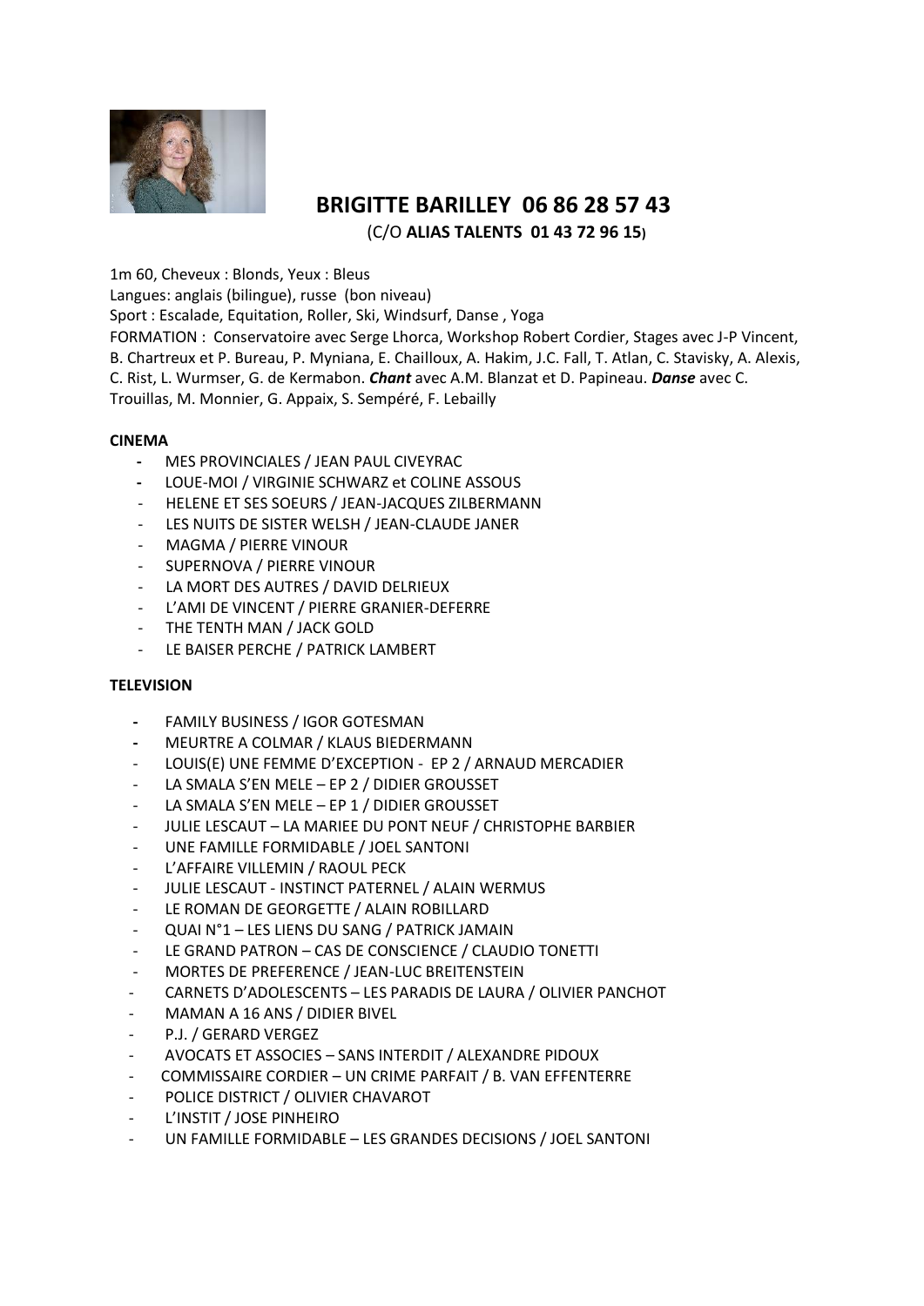# BRIGITTE BARILLEY 06 86 28 57 43

(C/O **ALIAS TALENTS 01 43 72 96 15**)

1m 60, Cheveux : Blonds, Yeux : Bleus
Langues: anglais (bilingue), russe (bon niveau)
Sport : Escalade, Equitation, Roller, Ski, Windsurf, Danse , Yoga
FORMATION : Conservatoire avec Serge Lhorca, Workshop Robert Cordier, Stages avec J-P Vincent, B. Chartreux et P. Bureau, P. Myniana, E. Chailloux, A. Hakim, J.C. Fall, T. Atlan, C. Stavisky, A. Alexis, C. Rist, L. Wurmser, G. de Kermabon. ***Chant*** avec A.M. Blanzat et D. Papineau. ***Danse*** avec C. Trouillas, M. Monnier, G. Appaix, S. Sempéré, F. Lebailly

**CINEMA**

- MES PROVINCIALES / JEAN PAUL CIVEYRAC
- LOUE-MOI / VIRGINIE SCHWARZ et COLINE ASSOUS
- HELENE ET SES SOEURS / JEAN-JACQUES ZILBERMANN
- LES NUITS DE SISTER WELSH / JEAN-CLAUDE JANER
- MAGMA / PIERRE VINOUR
- SUPERNOVA / PIERRE VINOUR
- LA MORT DES AUTRES / DAVID DELRIEUX
- L'AMI DE VINCENT / PIERRE GRANIER-DEFERRE
- THE TENTH MAN / JACK GOLD
- LE BAISER PERCHE / PATRICK LAMBERT

**TELEVISION**

- FAMILY BUSINESS / IGOR GOTESMAN
- MEURTRE A COLMAR / KLAUS BIEDERMANN
- LOUIS(E) UNE FEMME D'EXCEPTION - EP 2 / ARNAUD MERCADIER
- LA SMALA S'EN MELE – EP 2 / DIDIER GROUSSET
- LA SMALA S'EN MELE – EP 1 / DIDIER GROUSSET
- JULIE LESCAUT – LA MARIEE DU PONT NEUF / CHRISTOPHE BARBIER
- UNE FAMILLE FORMIDABLE / JOEL SANTONI
- L'AFFAIRE VILLEMIN / RAOUL PECK
- JULIE LESCAUT - INSTINCT PATERNEL / ALAIN WERMUS
- LE ROMAN DE GEORGETTE / ALAIN ROBILLARD
- QUAI N°1 – LES LIENS DU SANG / PATRICK JAMAIN
- LE GRAND PATRON – CAS DE CONSCIENCE / CLAUDIO TONETTI
- MORTES DE PREFERENCE / JEAN-LUC BREITENSTEIN
- CARNETS D'ADOLESCENTS – LES PARADIS DE LAURA / OLIVIER PANCHOT
- MAMAN A 16 ANS / DIDIER BIVEL
- P.J. / GERARD VERGEZ
- AVOCATS ET ASSOCIES – SANS INTERDIT / ALEXANDRE PIDOUX
- COMMISSAIRE CORDIER – UN CRIME PARFAIT / B. VAN EFFENTERRE
- POLICE DISTRICT / OLIVIER CHAVAROT
- L'INSTIT / JOSE PINHEIRO
- UN FAMILLE FORMIDABLE – LES GRANDES DECISIONS / JOEL SANTONI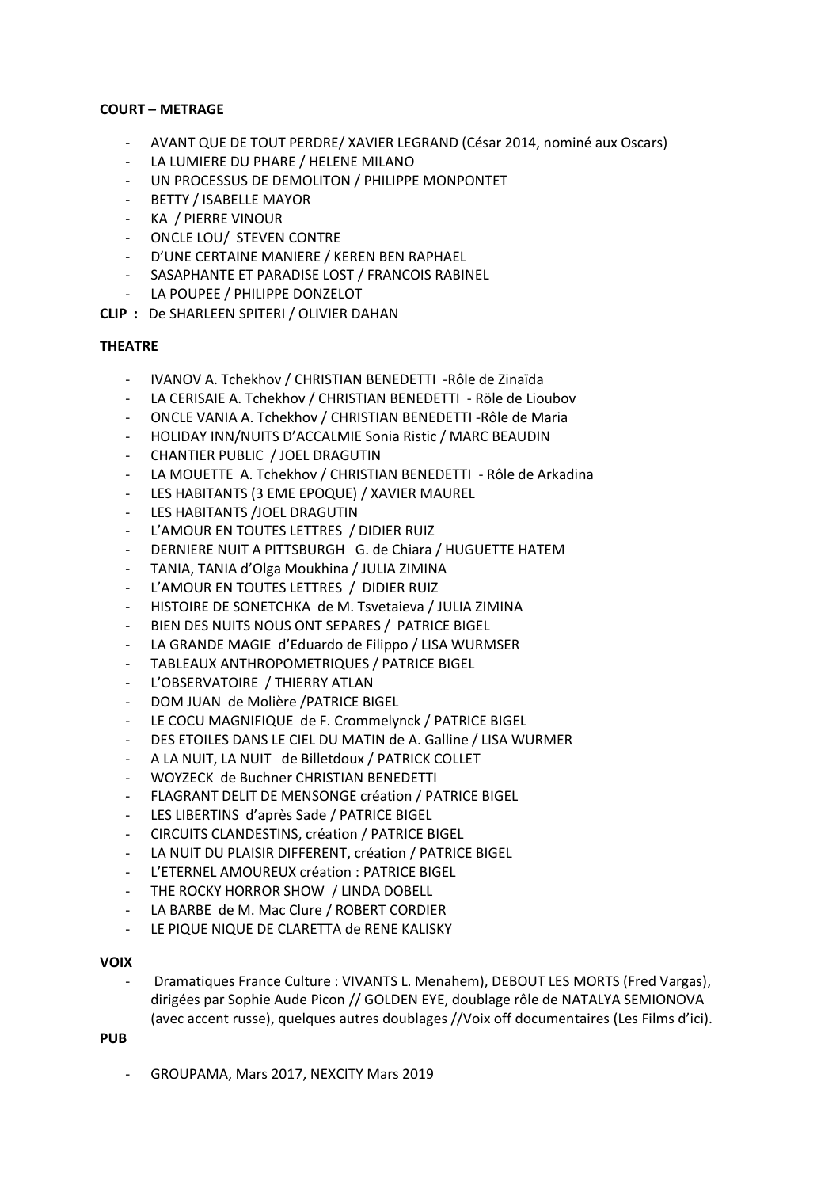**COURT – METRAGE**

- AVANT QUE DE TOUT PERDRE/ XAVIER LEGRAND (César 2014, nominé aux Oscars)
- LA LUMIERE DU PHARE / HELENE MILANO
- UN PROCESSUS DE DEMOLITON / PHILIPPE MONPONTET
- BETTY / ISABELLE MAYOR
- KA / PIERRE VINOUR
- ONCLE LOU/ STEVEN CONTRE
- D'UNE CERTAINE MANIERE / KEREN BEN RAPHAEL
- SASAPHANTE ET PARADISE LOST / FRANCOIS RABINEL
- LA POUPEE / PHILIPPE DONZELOT

**CLIP :** De SHARLEEN SPITERI / OLIVIER DAHAN

**THEATRE**

- IVANOV A. Tchekhov / CHRISTIAN BENEDETTI -Rôle de Zinaïda
- LA CERISAIE A. Tchekhov / CHRISTIAN BENEDETTI - Röle de Lioubov
- ONCLE VANIA A. Tchekhov / CHRISTIAN BENEDETTI -Rôle de Maria
- HOLIDAY INN/NUITS D'ACCALMIE Sonia Ristic / MARC BEAUDIN
- CHANTIER PUBLIC / JOEL DRAGUTIN
- LA MOUETTE A. Tchekhov / CHRISTIAN BENEDETTI - Rôle de Arkadina
- LES HABITANTS (3 EME EPOQUE) / XAVIER MAUREL
- LES HABITANTS /JOEL DRAGUTIN
- L'AMOUR EN TOUTES LETTRES / DIDIER RUIZ
- DERNIERE NUIT A PITTSBURGH G. de Chiara / HUGUETTE HATEM
- TANIA, TANIA d'Olga Moukhina / JULIA ZIMINA
- L'AMOUR EN TOUTES LETTRES / DIDIER RUIZ
- HISTOIRE DE SONETCHKA de M. Tsvetaieva / JULIA ZIMINA
- BIEN DES NUITS NOUS ONT SEPARES / PATRICE BIGEL
- LA GRANDE MAGIE d'Eduardo de Filippo / LISA WURMSER
- TABLEAUX ANTHROPOMETRIQUES / PATRICE BIGEL
- L'OBSERVATOIRE / THIERRY ATLAN
- DOM JUAN de Molière /PATRICE BIGEL
- LE COCU MAGNIFIQUE de F. Crommelynck / PATRICE BIGEL
- DES ETOILES DANS LE CIEL DU MATIN de A. Galline / LISA WURMER
- A LA NUIT, LA NUIT de Billetdoux / PATRICK COLLET
- WOYZECK de Buchner CHRISTIAN BENEDETTI
- FLAGRANT DELIT DE MENSONGE création / PATRICE BIGEL
- LES LIBERTINS d'après Sade / PATRICE BIGEL
- CIRCUITS CLANDESTINS, création / PATRICE BIGEL
- LA NUIT DU PLAISIR DIFFERENT, création / PATRICE BIGEL
- L'ETERNEL AMOUREUX création : PATRICE BIGEL
- THE ROCKY HORROR SHOW / LINDA DOBELL
- LA BARBE de M. Mac Clure / ROBERT CORDIER
- LE PIQUE NIQUE DE CLARETTA de RENE KALISKY

**VOIX**

- Dramatiques France Culture : VIVANTS L. Menahem), DEBOUT LES MORTS (Fred Vargas), dirigées par Sophie Aude Picon // GOLDEN EYE, doublage rôle de NATALYA SEMIONOVA (avec accent russe), quelques autres doublages //Voix off documentaires (Les Films d'ici).

**PUB**

- GROUPAMA, Mars 2017, NEXCITY Mars 2019